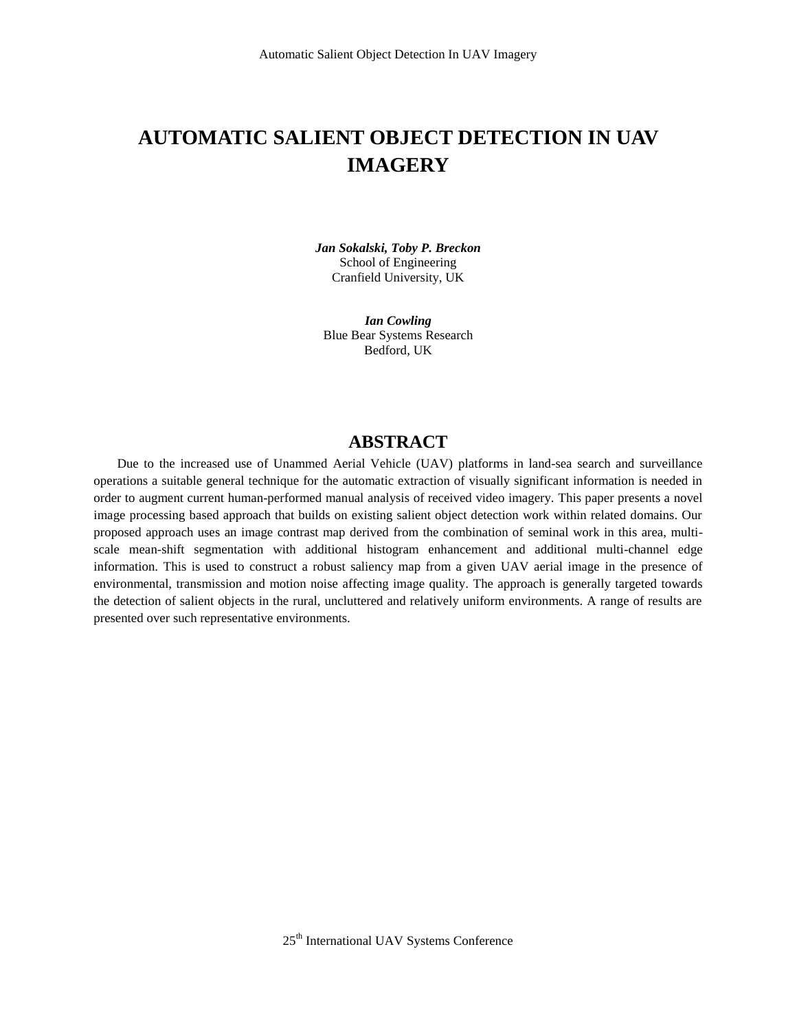# AUTOMATIC SALIENT OBJECT DETECTION IN UAV IMAGERY

***Jan Sokalski, Toby P. Breckon***
School of Engineering
Cranfield University, UK

***Ian Cowling***
Blue Bear Systems Research
Bedford, UK

## ABSTRACT

Due to the increased use of Unammed Aerial Vehicle (UAV) platforms in land-sea search and surveillance operations a suitable general technique for the automatic extraction of visually significant information is needed in order to augment current human-performed manual analysis of received video imagery. This paper presents a novel image processing based approach that builds on existing salient object detection work within related domains. Our proposed approach uses an image contrast map derived from the combination of seminal work in this area, multi-scale mean-shift segmentation with additional histogram enhancement and additional multi-channel edge information. This is used to construct a robust saliency map from a given UAV aerial image in the presence of environmental, transmission and motion noise affecting image quality. The approach is generally targeted towards the detection of salient objects in the rural, uncluttered and relatively uniform environments. A range of results are presented over such representative environments.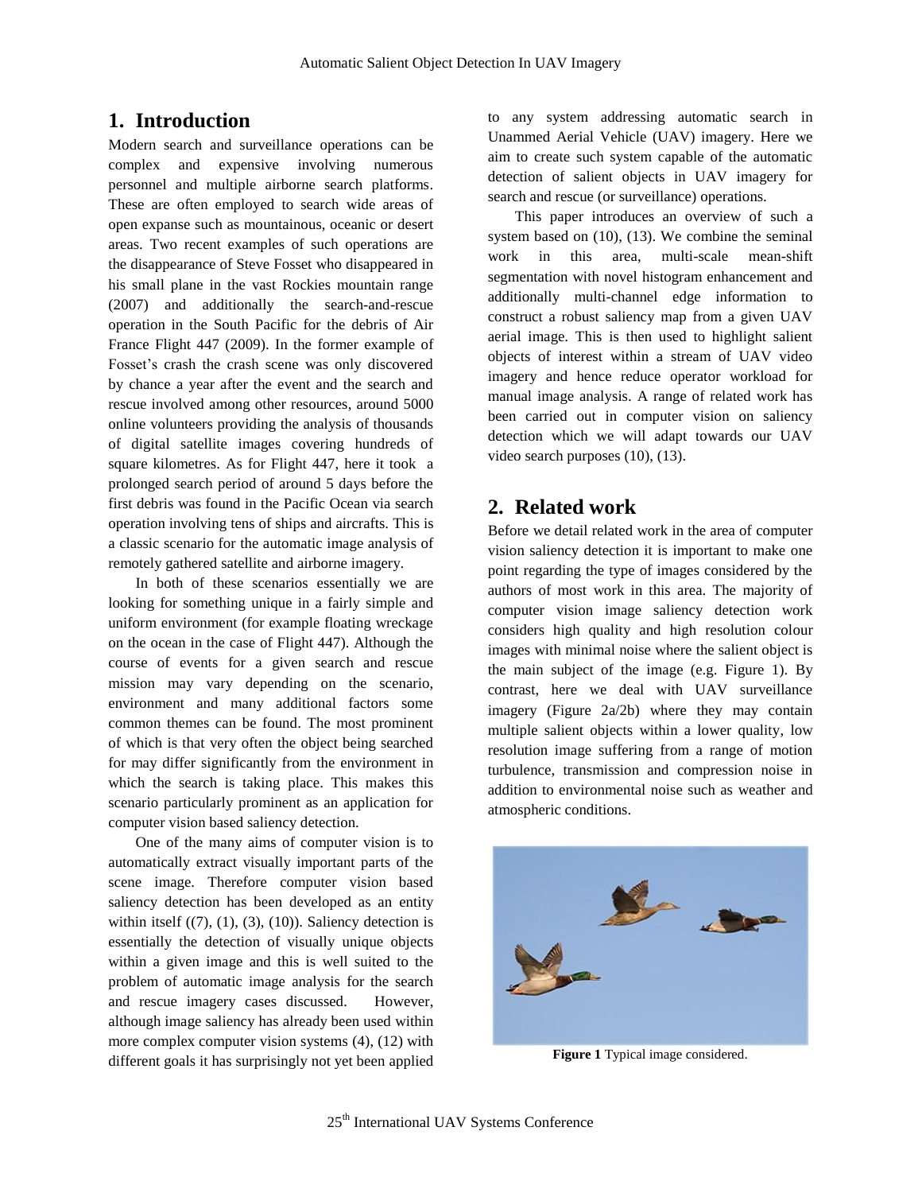## 1. Introduction

Modern search and surveillance operations can be complex and expensive involving numerous personnel and multiple airborne search platforms. These are often employed to search wide areas of open expanse such as mountainous, oceanic or desert areas. Two recent examples of such operations are the disappearance of Steve Fosset who disappeared in his small plane in the vast Rockies mountain range (2007) and additionally the search-and-rescue operation in the South Pacific for the debris of Air France Flight 447 (2009). In the former example of Fosset's crash the crash scene was only discovered by chance a year after the event and the search and rescue involved among other resources, around 5000 online volunteers providing the analysis of thousands of digital satellite images covering hundreds of square kilometres. As for Flight 447, here it took a prolonged search period of around 5 days before the first debris was found in the Pacific Ocean via search operation involving tens of ships and aircrafts. This is a classic scenario for the automatic image analysis of remotely gathered satellite and airborne imagery.

In both of these scenarios essentially we are looking for something unique in a fairly simple and uniform environment (for example floating wreckage on the ocean in the case of Flight 447). Although the course of events for a given search and rescue mission may vary depending on the scenario, environment and many additional factors some common themes can be found. The most prominent of which is that very often the object being searched for may differ significantly from the environment in which the search is taking place. This makes this scenario particularly prominent as an application for computer vision based saliency detection.

One of the many aims of computer vision is to automatically extract visually important parts of the scene image. Therefore computer vision based saliency detection has been developed as an entity within itself ((7), (1), (3), (10)). Saliency detection is essentially the detection of visually unique objects within a given image and this is well suited to the problem of automatic image analysis for the search and rescue imagery cases discussed. However, although image saliency has already been used within more complex computer vision systems (4), (12) with different goals it has surprisingly not yet been applied to any system addressing automatic search in Unammed Aerial Vehicle (UAV) imagery. Here we aim to create such system capable of the automatic detection of salient objects in UAV imagery for search and rescue (or surveillance) operations.

This paper introduces an overview of such a system based on (10), (13). We combine the seminal work in this area, multi-scale mean-shift segmentation with novel histogram enhancement and additionally multi-channel edge information to construct a robust saliency map from a given UAV aerial image. This is then used to highlight salient objects of interest within a stream of UAV video imagery and hence reduce operator workload for manual image analysis. A range of related work has been carried out in computer vision on saliency detection which we will adapt towards our UAV video search purposes (10), (13).

## 2. Related work

Before we detail related work in the area of computer vision saliency detection it is important to make one point regarding the type of images considered by the authors of most work in this area. The majority of computer vision image saliency detection work considers high quality and high resolution colour images with minimal noise where the salient object is the main subject of the image (e.g. Figure 1). By contrast, here we deal with UAV surveillance imagery (Figure 2a/2b) where they may contain multiple salient objects within a lower quality, low resolution image suffering from a range of motion turbulence, transmission and compression noise in addition to environmental noise such as weather and atmospheric conditions.

**Figure 1** Typical image considered.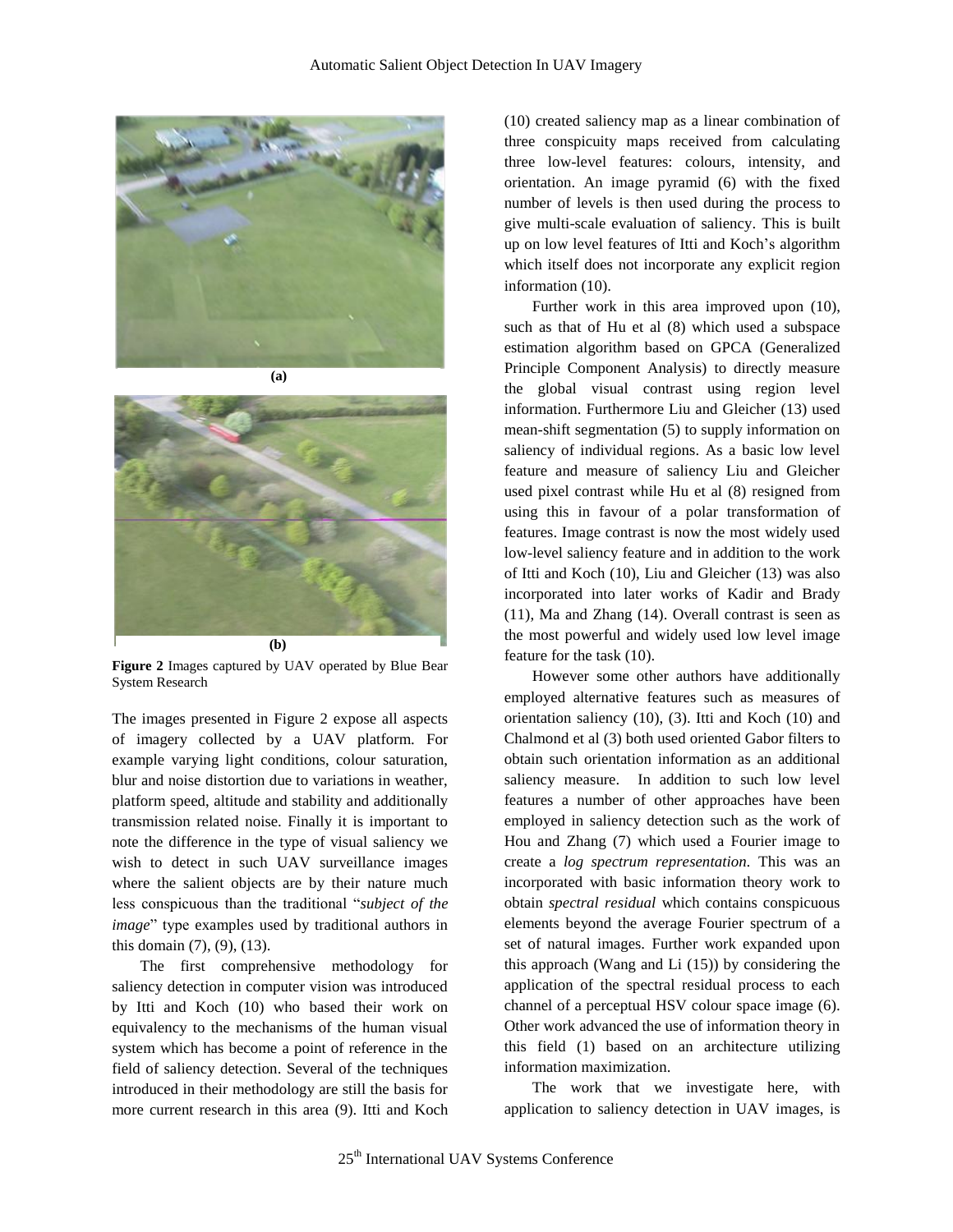(a)

(b)

**Figure 2** Images captured by UAV operated by Blue Bear System Research

The images presented in Figure 2 expose all aspects of imagery collected by a UAV platform. For example varying light conditions, colour saturation, blur and noise distortion due to variations in weather, platform speed, altitude and stability and additionally transmission related noise. Finally it is important to note the difference in the type of visual saliency we wish to detect in such UAV surveillance images where the salient objects are by their nature much less conspicuous than the traditional "*subject of the image*" type examples used by traditional authors in this domain (7), (9), (13).

The first comprehensive methodology for saliency detection in computer vision was introduced by Itti and Koch (10) who based their work on equivalency to the mechanisms of the human visual system which has become a point of reference in the field of saliency detection. Several of the techniques introduced in their methodology are still the basis for more current research in this area (9). Itti and Koch (10) created saliency map as a linear combination of three conspicuity maps received from calculating three low-level features: colours, intensity, and orientation. An image pyramid (6) with the fixed number of levels is then used during the process to give multi-scale evaluation of saliency. This is built up on low level features of Itti and Koch's algorithm which itself does not incorporate any explicit region information (10).

Further work in this area improved upon (10), such as that of Hu et al (8) which used a subspace estimation algorithm based on GPCA (Generalized Principle Component Analysis) to directly measure the global visual contrast using region level information. Furthermore Liu and Gleicher (13) used mean-shift segmentation (5) to supply information on saliency of individual regions. As a basic low level feature and measure of saliency Liu and Gleicher used pixel contrast while Hu et al (8) resigned from using this in favour of a polar transformation of features. Image contrast is now the most widely used low-level saliency feature and in addition to the work of Itti and Koch (10), Liu and Gleicher (13) was also incorporated into later works of Kadir and Brady (11), Ma and Zhang (14). Overall contrast is seen as the most powerful and widely used low level image feature for the task (10).

However some other authors have additionally employed alternative features such as measures of orientation saliency (10), (3). Itti and Koch (10) and Chalmond et al (3) both used oriented Gabor filters to obtain such orientation information as an additional saliency measure. In addition to such low level features a number of other approaches have been employed in saliency detection such as the work of Hou and Zhang (7) which used a Fourier image to create a *log spectrum representation*. This was an incorporated with basic information theory work to obtain *spectral residual* which contains conspicuous elements beyond the average Fourier spectrum of a set of natural images. Further work expanded upon this approach (Wang and Li (15)) by considering the application of the spectral residual process to each channel of a perceptual HSV colour space image (6). Other work advanced the use of information theory in this field (1) based on an architecture utilizing information maximization.

The work that we investigate here, with application to saliency detection in UAV images, is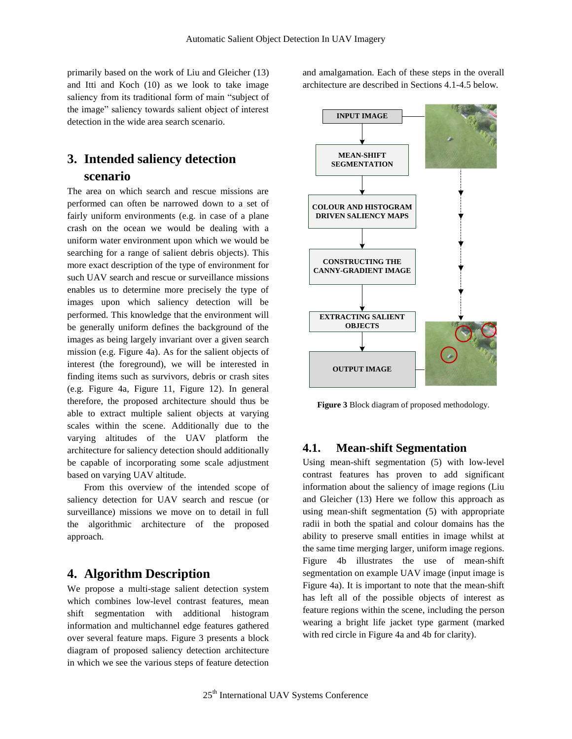primarily based on the work of Liu and Gleicher (13) and Itti and Koch (10) as we look to take saliency from its traditional form of main "subject of the image" saliency towards salient object of interest detection in the wide area search scenario.

## 3. Intended saliency detection scenario

The area on which search and rescue missions are performed can often be narrowed down to a set of fairly uniform environments (e.g. in case of a plane crash on the ocean we would be dealing with a uniform water environment upon which we would be searching for a range of salient debris objects). This more exact description of the type of environment for such UAV search and rescue or surveillance missions enables us to determine more precisely the type of images upon which saliency detection will be performed. This knowledge that the environment will be generally uniform defines the background of the images as being largely invariant over a given search mission (e.g. Figure 4a). As for the salient objects of interest (the foreground), we will be interested in finding items such as survivors, debris or crash sites (e.g. Figure 4a, Figure 11, Figure 12). In general therefore, the proposed architecture should thus be able to extract multiple salient objects at varying scales within the scene. Additionally due to the varying altitudes of the UAV platform the architecture for saliency detection should additionally be capable of incorporating some scale adjustment based on varying UAV altitude.

From this overview of the intended scope of saliency detection for UAV search and rescue (or surveillance) missions we move on to detail in full the algorithmic architecture of the proposed approach.

## 4. Algorithm Description

We propose a multi-stage salient detection system which combines low-level contrast features, mean shift segmentation with additional histogram information and multichannel edge features gathered over several feature maps. Figure 3 presents a block diagram of proposed saliency detection architecture in which we see the various steps of feature detection and amalgamation. Each of these steps in the overall architecture are described in Sections 4.1-4.5 below.

INPUT IMAGE → MEAN-SHIFT SEGMENTATION → COLOUR AND HISTOGRAM DRIVEN SALIENCY MAPS → CONSTRUCTING THE CANNY-GRADIENT IMAGE → EXTRACTING SALIENT OBJECTS → OUTPUT IMAGE

**Figure 3** Block diagram of proposed methodology.

### 4.1. Mean-shift Segmentation

Using mean-shift segmentation (5) with low-level contrast features has proven to add significant information about the saliency of image regions (Liu and Gleicher (13) Here we follow this approach as using mean-shift segmentation (5) with appropriate radii in both the spatial and colour domains has the ability to preserve small entities in image whilst at the same time merging larger, uniform image regions. Figure 4b illustrates the use of mean-shift segmentation on example UAV image (input image is Figure 4a). It is important to note that the mean-shift has left all of the possible objects of interest as feature regions within the scene, including the person wearing a bright life jacket type garment (marked with red circle in Figure 4a and 4b for clarity).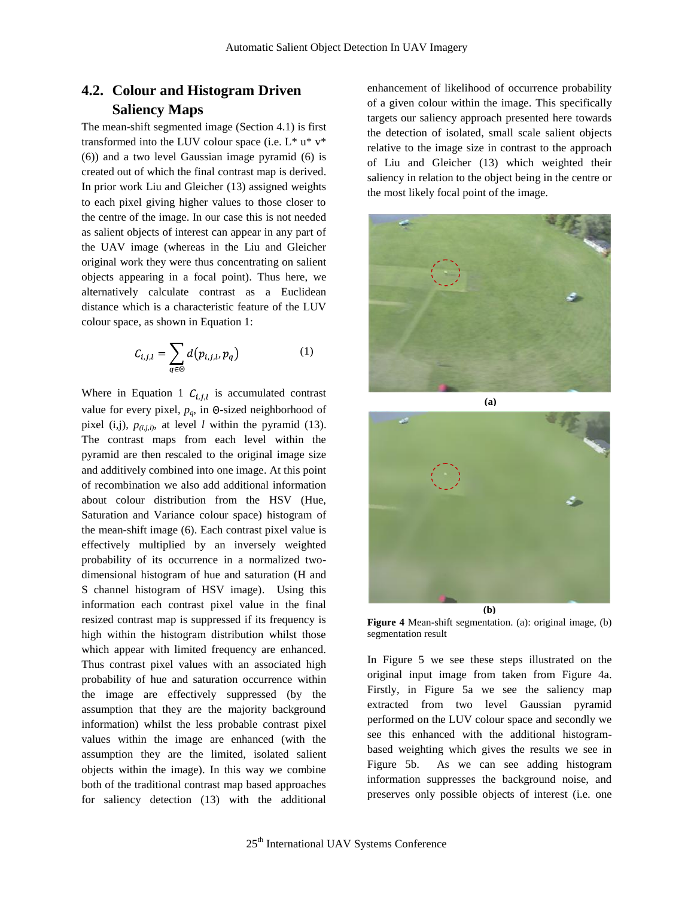## 4.2. Colour and Histogram Driven Saliency Maps

The mean-shift segmented image (Section 4.1) is first transformed into the LUV colour space (i.e. L* u* v* (6)) and a two level Gaussian image pyramid (6) is created out of which the final contrast map is derived. In prior work Liu and Gleicher (13) assigned weights to each pixel giving higher values to those closer to the centre of the image. In our case this is not needed as salient objects of interest can appear in any part of the UAV image (whereas in the Liu and Gleicher original work they were thus concentrating on salient objects appearing in a focal point). Thus here, we alternatively calculate contrast as a Euclidean distance which is a characteristic feature of the LUV colour space, as shown in Equation 1:

$$C_{i,j,l} = \sum_{q \in \Theta} d(p_{i,j,l}, p_q) \qquad (1)$$

Where in Equation 1 $C_{i,j,l}$ is accumulated contrast value for every pixel, $p_q$, in $\Theta$-sized neighborhood of pixel (i,j), $p_{(i,j,l)}$, at level $l$ within the pyramid (13). The contrast maps from each level within the pyramid are then rescaled to the original image size and additively combined into one image. At this point of recombination we also add additional information about colour distribution from the HSV (Hue, Saturation and Variance colour space) histogram of the mean-shift image (6). Each contrast pixel value is effectively multiplied by an inversely weighted probability of its occurrence in a normalized two-dimensional histogram of hue and saturation (H and S channel histogram of HSV image). Using this information each contrast pixel value in the final resized contrast map is suppressed if its frequency is high within the histogram distribution whilst those which appear with limited frequency are enhanced. Thus contrast pixel values with an associated high probability of hue and saturation occurrence within the image are effectively suppressed (by the assumption that they are the majority background information) whilst the less probable contrast pixel values within the image are enhanced (with the assumption they are the limited, isolated salient objects within the image). In this way we combine both of the traditional contrast map based approaches for saliency detection (13) with the additional enhancement of likelihood of occurrence probability of a given colour within the image. This specifically targets our saliency approach presented here towards the detection of isolated, small scale salient objects relative to the image size in contrast to the approach of Liu and Gleicher (13) which weighted their saliency in relation to the object being in the centre or the most likely focal point of the image.

(a)

(b)

**Figure 4** Mean-shift segmentation. (a): original image, (b) segmentation result

In Figure 5 we see these steps illustrated on the original input image from taken from Figure 4a. Firstly, in Figure 5a we see the saliency map extracted from two level Gaussian pyramid performed on the LUV colour space and secondly we see this enhanced with the additional histogram-based weighting which gives the results we see in Figure 5b. As we can see adding histogram information suppresses the background noise, and preserves only possible objects of interest (i.e. one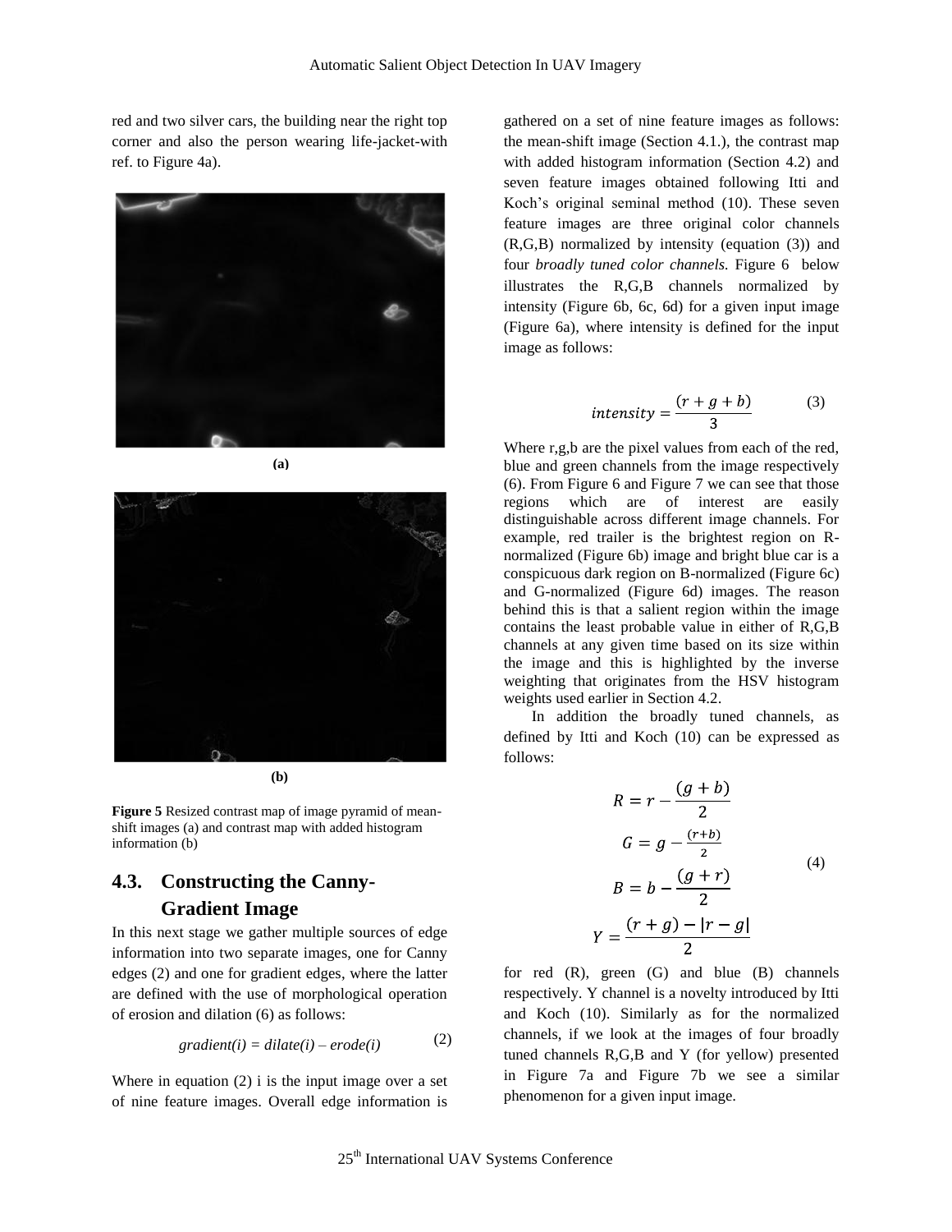red and two silver cars, the building near the right top corner and also the person wearing life-jacket-with ref. to Figure 4a).

**(a)**

**(b)**

**Figure 5** Resized contrast map of image pyramid of mean-shift images (a) and contrast map with added histogram information (b)

## 4.3. Constructing the Canny-Gradient Image

In this next stage we gather multiple sources of edge information into two separate images, one for Canny edges (2) and one for gradient edges, where the latter are defined with the use of morphological operation of erosion and dilation (6) as follows:

$$gradient(i) = dilate(i) - erode(i) \qquad (2)$$

Where in equation (2) i is the input image over a set of nine feature images. Overall edge information is gathered on a set of nine feature images as follows: the mean-shift image (Section 4.1.), the contrast map with added histogram information (Section 4.2) and seven feature images obtained following Itti and Koch's original seminal method (10). These seven feature images are three original color channels (R,G,B) normalized by intensity (equation (3)) and four *broadly tuned color channels.* Figure 6 below illustrates the R,G,B channels normalized by intensity (Figure 6b, 6c, 6d) for a given input image (Figure 6a), where intensity is defined for the input image as follows:

$$intensity = \frac{(r + g + b)}{3} \qquad (3)$$

Where r,g,b are the pixel values from each of the red, blue and green channels from the image respectively (6). From Figure 6 and Figure 7 we can see that those regions which are of interest are easily distinguishable across different image channels. For example, red trailer is the brightest region on R-normalized (Figure 6b) image and bright blue car is a conspicuous dark region on B-normalized (Figure 6c) and G-normalized (Figure 6d) images. The reason behind this is that a salient region within the image contains the least probable value in either of R,G,B channels at any given time based on its size within the image and this is highlighted by the inverse weighting that originates from the HSV histogram weights used earlier in Section 4.2.

In addition the broadly tuned channels, as defined by Itti and Koch (10) can be expressed as follows:

$$\begin{aligned} R &= r - \frac{(g + b)}{2} \\ G &= g - \frac{(r+b)}{2} \\ B &= b - \frac{(g + r)}{2} \\ Y &= \frac{(r + g) - |r - g|}{2} \end{aligned} \qquad (4)$$

for red (R), green (G) and blue (B) channels respectively. Y channel is a novelty introduced by Itti and Koch (10). Similarly as for the normalized channels, if we look at the images of four broadly tuned channels R,G,B and Y (for yellow) presented in Figure 7a and Figure 7b we see a similar phenomenon for a given input image.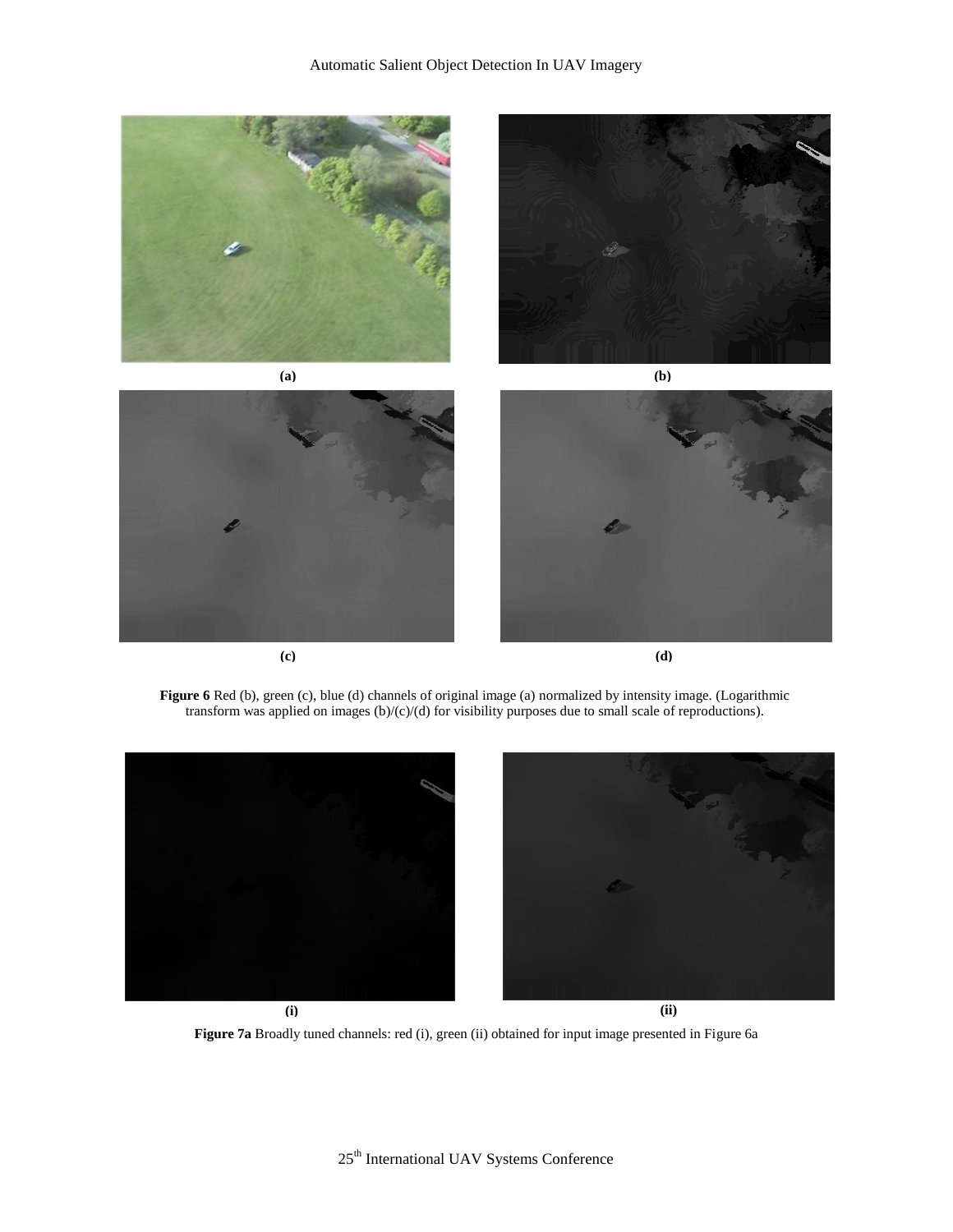(a)

(b)

(c)

(d)

**Figure 6** Red (b), green (c), blue (d) channels of original image (a) normalized by intensity image. (Logarithmic transform was applied on images (b)/(c)/(d) for visibility purposes due to small scale of reproductions).

(i)

(ii)

**Figure 7a** Broadly tuned channels: red (i), green (ii) obtained for input image presented in Figure 6a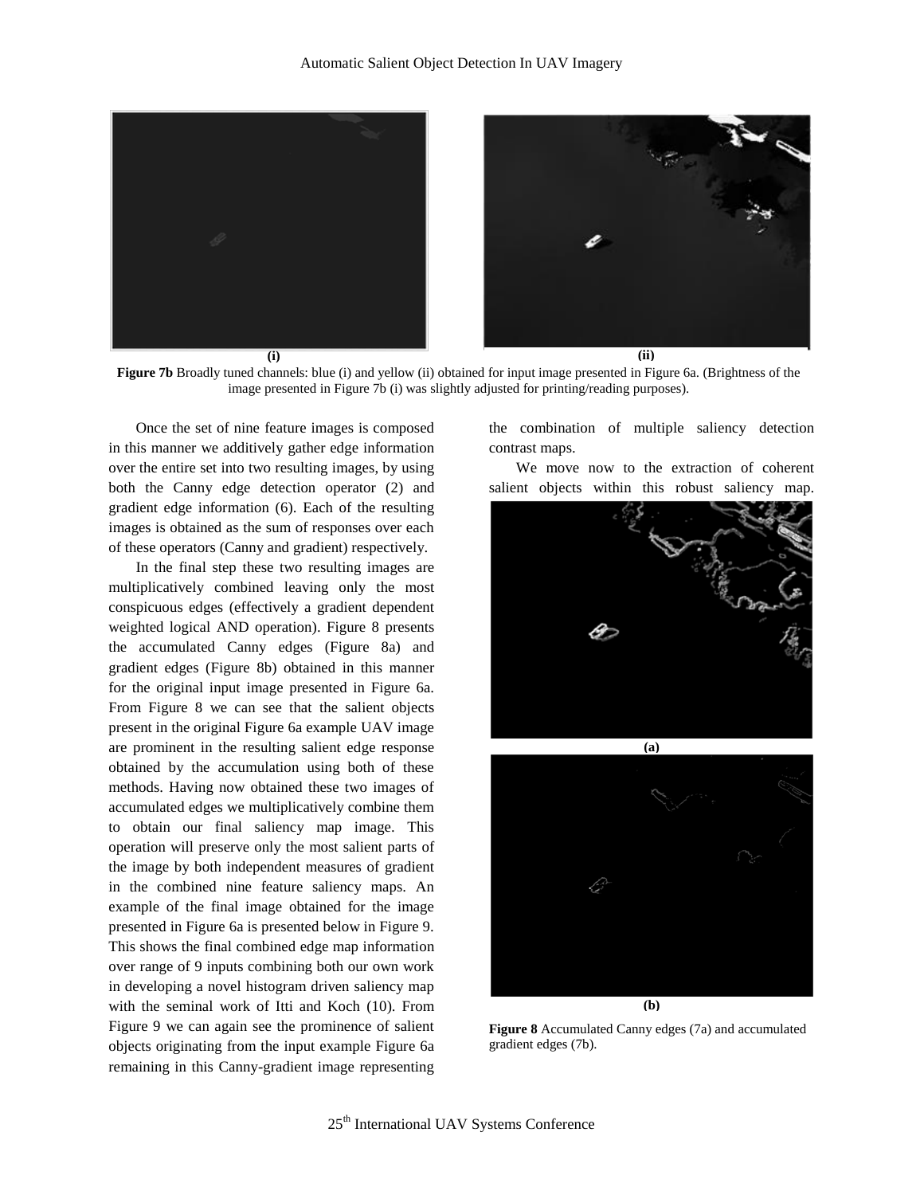(i)

(ii)

**Figure 7b** Broadly tuned channels: blue (i) and yellow (ii) obtained for input image presented in Figure 6a. (Brightness of the image presented in Figure 7b (i) was slightly adjusted for printing/reading purposes).

Once the set of nine feature images is composed in this manner we additively gather edge information over the entire set into two resulting images, by using both the Canny edge detection operator (2) and gradient edge information (6). Each of the resulting images is obtained as the sum of responses over each of these operators (Canny and gradient) respectively.

In the final step these two resulting images are multiplicatively combined leaving only the most conspicuous edges (effectively a gradient dependent weighted logical AND operation). Figure 8 presents the accumulated Canny edges (Figure 8a) and gradient edges (Figure 8b) obtained in this manner for the original input image presented in Figure 6a. From Figure 8 we can see that the salient objects present in the original Figure 6a example UAV image are prominent in the resulting salient edge response obtained by the accumulation using both of these methods. Having now obtained these two images of accumulated edges we multiplicatively combine them to obtain our final saliency map image. This operation will preserve only the most salient parts of the image by both independent measures of gradient in the combined nine feature saliency maps. An example of the final image obtained for the image presented in Figure 6a is presented below in Figure 9. This shows the final combined edge map information over range of 9 inputs combining both our own work in developing a novel histogram driven saliency map with the seminal work of Itti and Koch (10). From Figure 9 we can again see the prominence of salient objects originating from the input example Figure 6a remaining in this Canny-gradient image representing the combination of multiple saliency detection contrast maps.

We move now to the extraction of coherent salient objects within this robust saliency map.

(a)

(b)

**Figure 8** Accumulated Canny edges (7a) and accumulated gradient edges (7b).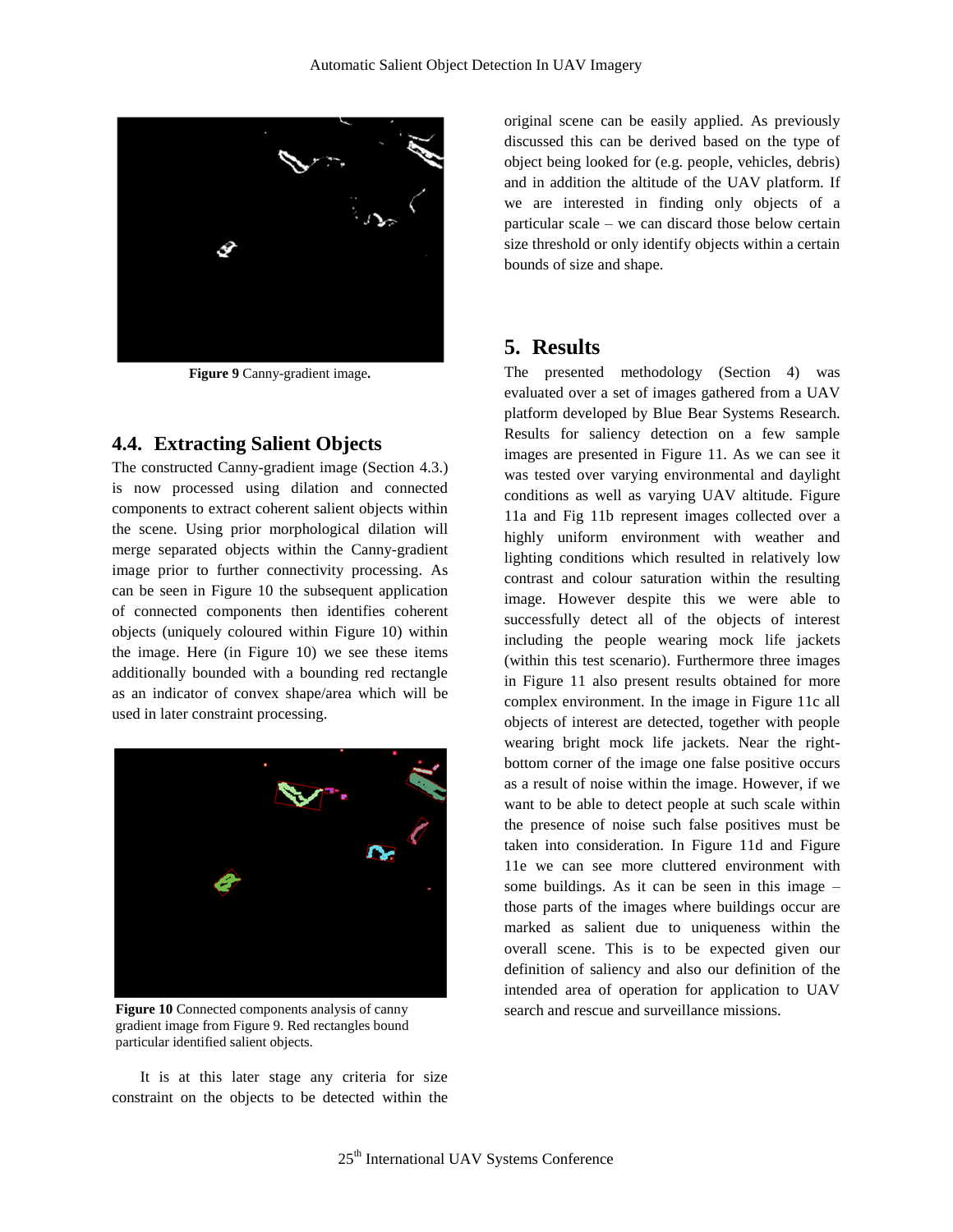**Figure 9** Canny-gradient image.

## 4.4. Extracting Salient Objects

The constructed Canny-gradient image (Section 4.3.) is now processed using dilation and connected components to extract coherent salient objects within the scene. Using prior morphological dilation will merge separated objects within the Canny-gradient image prior to further connectivity processing. As can be seen in Figure 10 the subsequent application of connected components then identifies coherent objects (uniquely coloured within Figure 10) within the image. Here (in Figure 10) we see these items additionally bounded with a bounding red rectangle as an indicator of convex shape/area which will be used in later constraint processing.

**Figure 10** Connected components analysis of canny gradient image from Figure 9. Red rectangles bound particular identified salient objects.

It is at this later stage any criteria for size constraint on the objects to be detected within the original scene can be easily applied. As previously discussed this can be derived based on the type of object being looked for (e.g. people, vehicles, debris) and in addition the altitude of the UAV platform. If we are interested in finding only objects of a particular scale – we can discard those below certain size threshold or only identify objects within a certain bounds of size and shape.

## 5. Results

The presented methodology (Section 4) was evaluated over a set of images gathered from a UAV platform developed by Blue Bear Systems Research. Results for saliency detection on a few sample images are presented in Figure 11. As we can see it was tested over varying environmental and daylight conditions as well as varying UAV altitude. Figure 11a and Fig 11b represent images collected over a highly uniform environment with weather and lighting conditions which resulted in relatively low contrast and colour saturation within the resulting image. However despite this we were able to successfully detect all of the objects of interest including the people wearing mock life jackets (within this test scenario). Furthermore three images in Figure 11 also present results obtained for more complex environment. In the image in Figure 11c all objects of interest are detected, together with people wearing bright mock life jackets. Near the right-bottom corner of the image one false positive occurs as a result of noise within the image. However, if we want to be able to detect people at such scale within the presence of noise such false positives must be taken into consideration. In Figure 11d and Figure 11e we can see more cluttered environment with some buildings. As it can be seen in this image – those parts of the images where buildings occur are marked as salient due to uniqueness within the overall scene. This is to be expected given our definition of saliency and also our definition of the intended area of operation for application to UAV search and rescue and surveillance missions.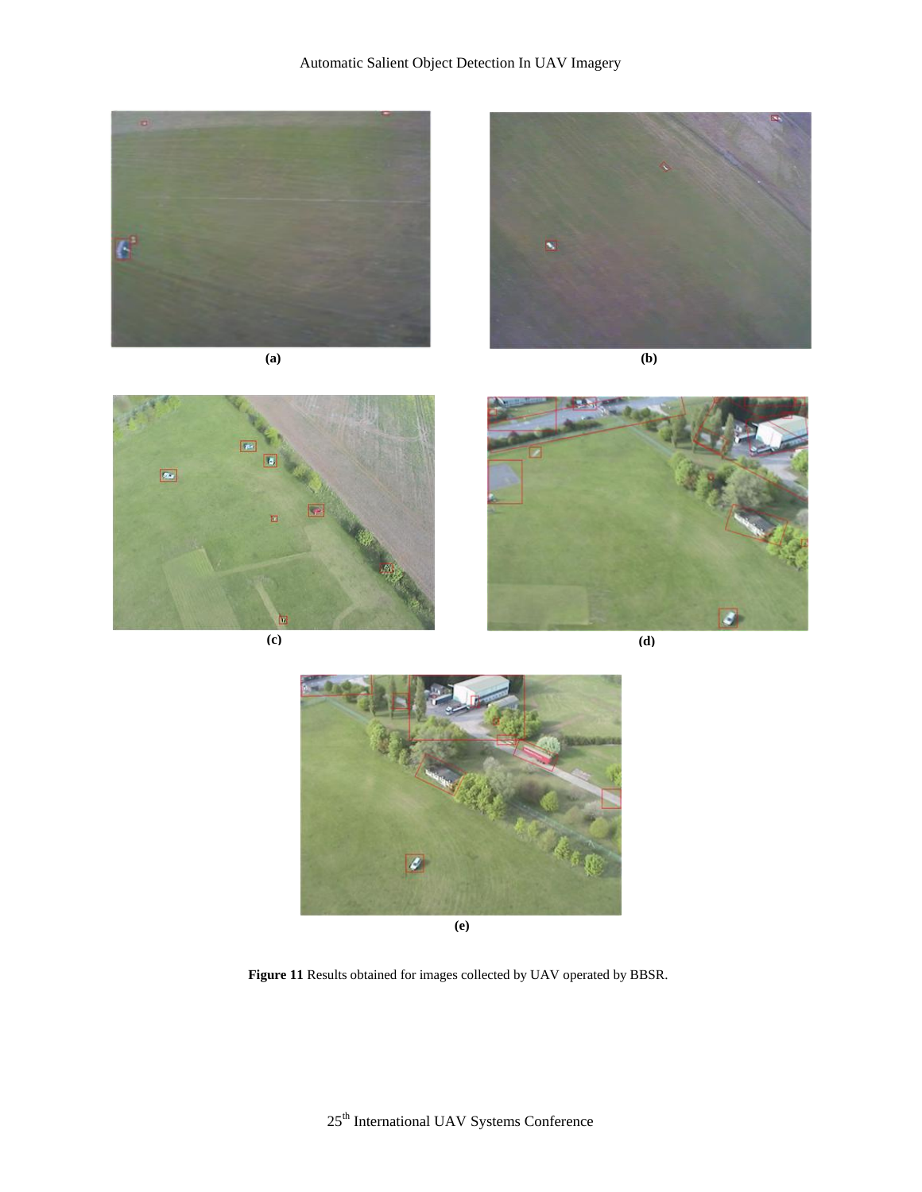(a)

(b)

(c)

(d)

(e)

**Figure 11** Results obtained for images collected by UAV operated by BBSR.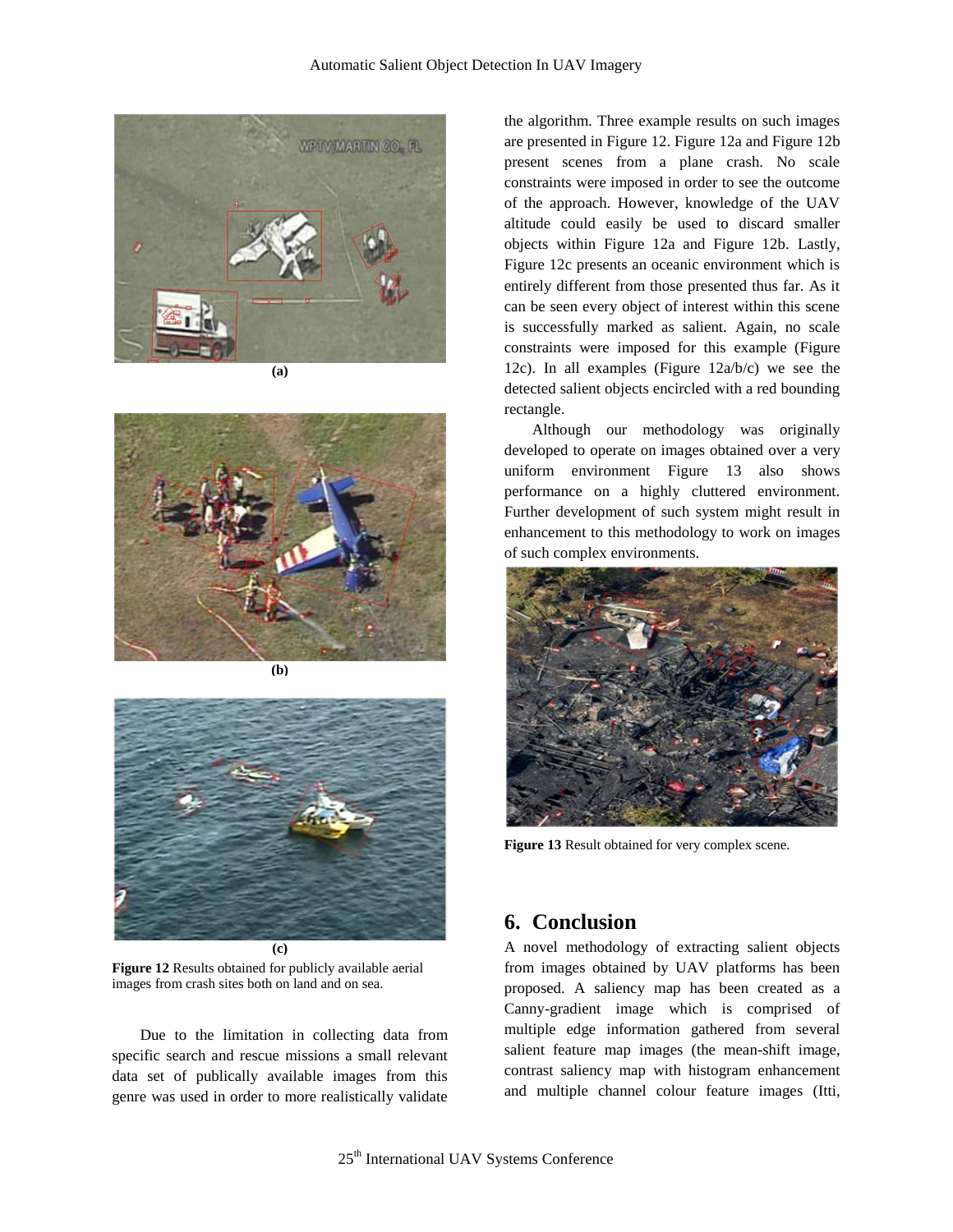(a)

(b)

(c)

**Figure 12** Results obtained for publicly available aerial images from crash sites both on land and on sea.

Due to the limitation in collecting data from specific search and rescue missions a small relevant data set of publically available images from this genre was used in order to more realistically validate the algorithm. Three example results on such images are presented in Figure 12. Figure 12a and Figure 12b present scenes from a plane crash. No scale constraints were imposed in order to see the outcome of the approach. However, knowledge of the UAV altitude could easily be used to discard smaller objects within Figure 12a and Figure 12b. Lastly, Figure 12c presents an oceanic environment which is entirely different from those presented thus far. As it can be seen every object of interest within this scene is successfully marked as salient. Again, no scale constraints were imposed for this example (Figure 12c). In all examples (Figure 12a/b/c) we see the detected salient objects encircled with a red bounding rectangle.

Although our methodology was originally developed to operate on images obtained over a very uniform environment Figure 13 also shows performance on a highly cluttered environment. Further development of such system might result in enhancement to this methodology to work on images of such complex environments.

**Figure 13** Result obtained for very complex scene.

## 6. Conclusion

A novel methodology of extracting salient objects from images obtained by UAV platforms has been proposed. A saliency map has been created as a Canny-gradient image which is comprised of multiple edge information gathered from several salient feature map images (the mean-shift image, contrast saliency map with histogram enhancement and multiple channel colour feature images (Itti,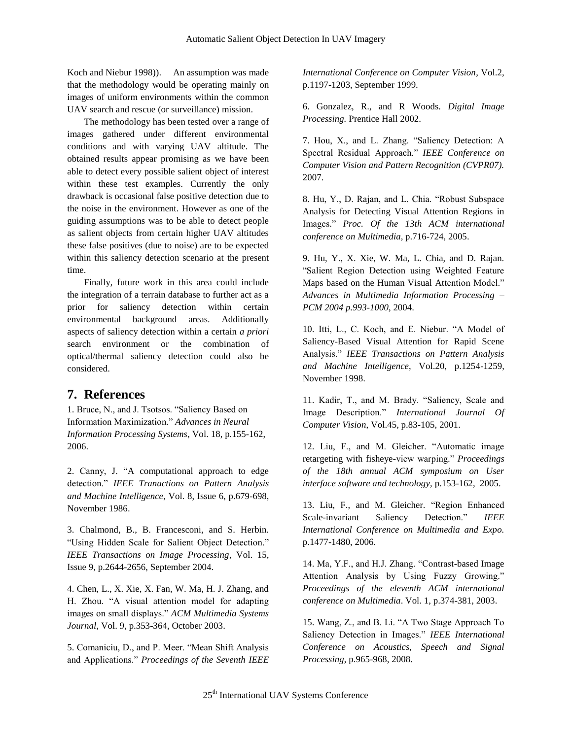Koch and Niebur 1998)). An assumption was made that the methodology would be operating mainly on images of uniform environments within the common UAV search and rescue (or surveillance) mission.

The methodology has been tested over a range of images gathered under different environmental conditions and with varying UAV altitude. The obtained results appear promising as we have been able to detect every possible salient object of interest within these test examples. Currently the only drawback is occasional false positive detection due to the noise in the environment. However as one of the guiding assumptions was to be able to detect people as salient objects from certain higher UAV altitudes these false positives (due to noise) are to be expected within this saliency detection scenario at the present time.

Finally, future work in this area could include the integration of a terrain database to further act as a prior for saliency detection within certain environmental background areas. Additionally aspects of saliency detection within a certain *a priori* search environment or the combination of optical/thermal saliency detection could also be considered.

## 7. References

1. Bruce, N., and J. Tsotsos. "Saliency Based on Information Maximization." *Advances in Neural Information Processing Systems*, Vol. 18, p.155-162, 2006.

2. Canny, J. "A computational approach to edge detection." *IEEE Tranactions on Pattern Analysis and Machine Intelligence*, Vol. 8, Issue 6, p.679-698, November 1986.

3. Chalmond, B., B. Francesconi, and S. Herbin. "Using Hidden Scale for Salient Object Detection." *IEEE Transactions on Image Processing,* Vol. 15, Issue 9, p.2644-2656, September 2004.

4. Chen, L., X. Xie, X. Fan, W. Ma, H. J. Zhang, and H. Zhou. "A visual attention model for adapting images on small displays." *ACM Multimedia Systems Journal*, Vol. 9, p.353-364, October 2003.

5. Comaniciu, D., and P. Meer. "Mean Shift Analysis and Applications." *Proceedings of the Seventh IEEE International Conference on Computer Vision*, Vol.2, p.1197-1203, September 1999.

6. Gonzalez, R., and R Woods. *Digital Image Processing.* Prentice Hall 2002.

7. Hou, X., and L. Zhang. "Saliency Detection: A Spectral Residual Approach." *IEEE Conference on Computer Vision and Pattern Recognition (CVPR07).* 2007.

8. Hu, Y., D. Rajan, and L. Chia. "Robust Subspace Analysis for Detecting Visual Attention Regions in Images." *Proc. Of the 13th ACM international conference on Multimedia,* p.716-724, 2005.

9. Hu, Y., X. Xie, W. Ma, L. Chia, and D. Rajan. "Salient Region Detection using Weighted Feature Maps based on the Human Visual Attention Model." *Advances in Multimedia Information Processing – PCM 2004 p.993-1000*, 2004.

10. Itti, L., C. Koch, and E. Niebur. "A Model of Saliency-Based Visual Attention for Rapid Scene Analysis." *IEEE Transactions on Pattern Analysis and Machine Intelligence*, Vol.20, p.1254-1259, November 1998.

11. Kadir, T., and M. Brady. "Saliency, Scale and Image Description." *International Journal Of Computer Vision*, Vol.45, p.83-105, 2001.

12. Liu, F., and M. Gleicher. "Automatic image retargeting with fisheye-view warping." *Proceedings of the 18th annual ACM symposium on User interface software and technology*, p.153-162, 2005.

13. Liu, F., and M. Gleicher. "Region Enhanced Scale-invariant Saliency Detection." *IEEE International Conference on Multimedia and Expo.* p.1477-1480, 2006.

14. Ma, Y.F., and H.J. Zhang. "Contrast-based Image Attention Analysis by Using Fuzzy Growing." *Proceedings of the eleventh ACM international conference on Multimedia*. Vol. 1, p.374-381, 2003.

15. Wang, Z., and B. Li. "A Two Stage Approach To Saliency Detection in Images." *IEEE International Conference on Acoustics, Speech and Signal Processing*, p.965-968, 2008.